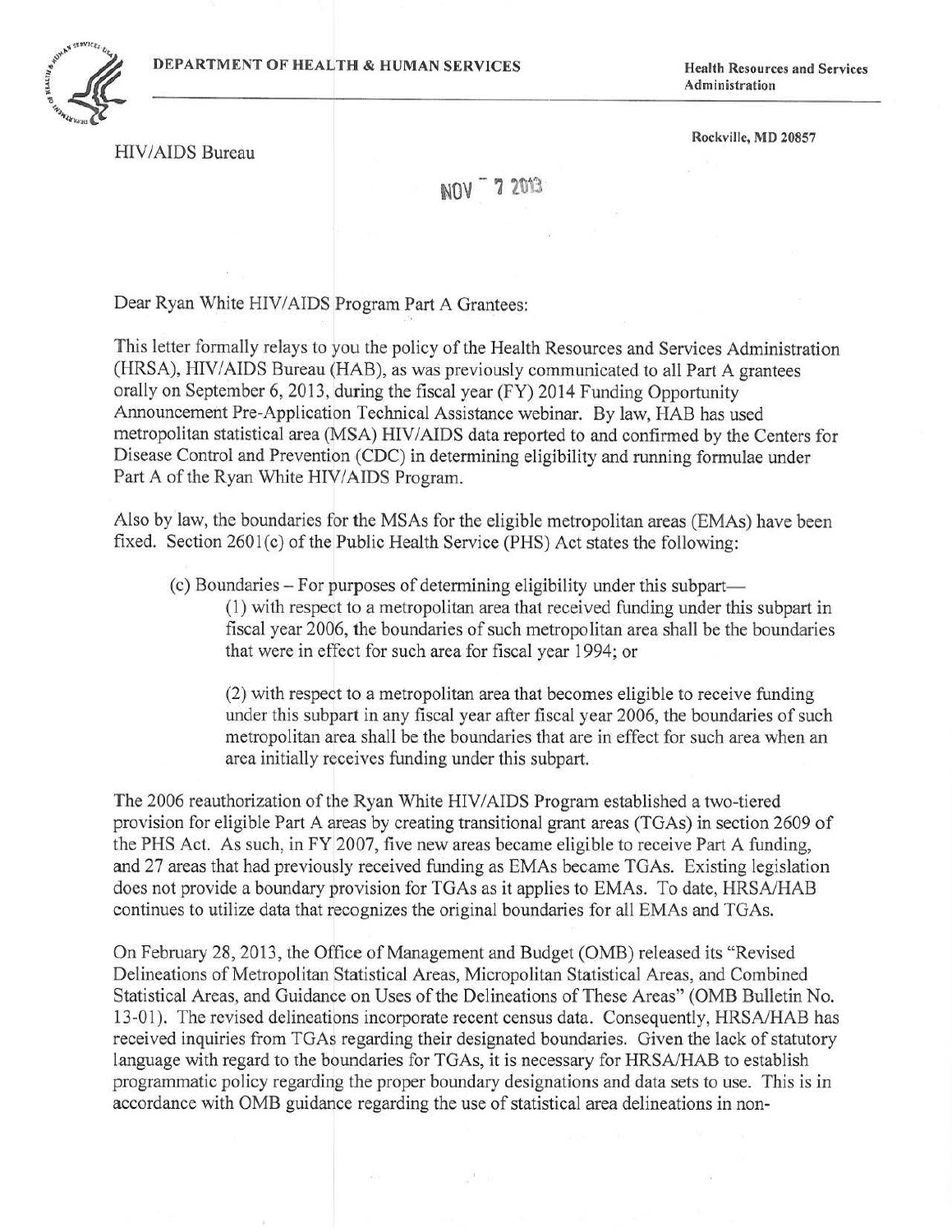DEPARTMENT OF HEALTH & HUMAN SERVICES

Health Resources and Services Administration

HIV/AIDS Bureau

Rockville, MD 20857

NOV 7 2013

Dear Ryan White HIV/AIDS Program Part A Grantees:

This letter formally relays to you the policy of the Health Resources and Services Administration (HRSA), HIV/AIDS Bureau (HAB), as was previously communicated to all Part A grantees orally on September 6, 2013, during the fiscal year (FY) 2014 Funding Opportunity Announcement Pre-Application Technical Assistance webinar. By law, HAB has used metropolitan statistical area (MSA) HIV/AIDS data reported to and confirmed by the Centers for Disease Control and Prevention (CDC) in determining eligibility and running formulae under Part A of the Ryan White HIV/AIDS Program.

Also by law, the boundaries for the MSAs for the eligible metropolitan areas (EMAs) have been fixed. Section 2601(c) of the Public Health Service (PHS) Act states the following:

> (c) Boundaries – For purposes of determining eligibility under this subpart—
>
> (1) with respect to a metropolitan area that received funding under this subpart in fiscal year 2006, the boundaries of such metropolitan area shall be the boundaries that were in effect for such area for fiscal year 1994; or
>
> (2) with respect to a metropolitan area that becomes eligible to receive funding under this subpart in any fiscal year after fiscal year 2006, the boundaries of such metropolitan area shall be the boundaries that are in effect for such area when an area initially receives funding under this subpart.

The 2006 reauthorization of the Ryan White HIV/AIDS Program established a two-tiered provision for eligible Part A areas by creating transitional grant areas (TGAs) in section 2609 of the PHS Act. As such, in FY 2007, five new areas became eligible to receive Part A funding, and 27 areas that had previously received funding as EMAs became TGAs. Existing legislation does not provide a boundary provision for TGAs as it applies to EMAs. To date, HRSA/HAB continues to utilize data that recognizes the original boundaries for all EMAs and TGAs.

On February 28, 2013, the Office of Management and Budget (OMB) released its "Revised Delineations of Metropolitan Statistical Areas, Micropolitan Statistical Areas, and Combined Statistical Areas, and Guidance on Uses of the Delineations of These Areas" (OMB Bulletin No. 13-01). The revised delineations incorporate recent census data. Consequently, HRSA/HAB has received inquiries from TGAs regarding their designated boundaries. Given the lack of statutory language with regard to the boundaries for TGAs, it is necessary for HRSA/HAB to establish programmatic policy regarding the proper boundary designations and data sets to use. This is in accordance with OMB guidance regarding the use of statistical area delineations in non-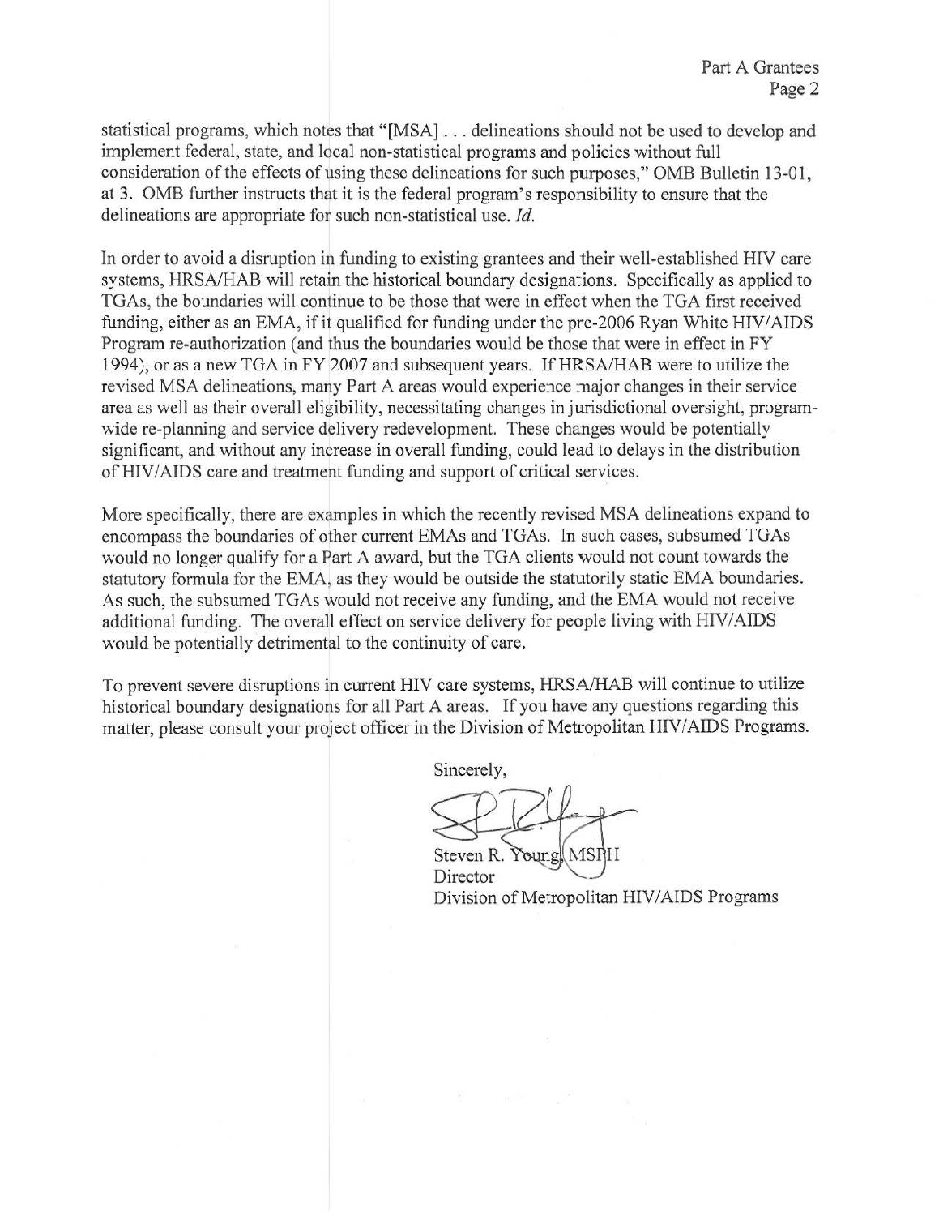statistical programs, which notes that "[MSA] . . . delineations should not be used to develop and implement federal, state, and local non-statistical programs and policies without full consideration of the effects of using these delineations for such purposes," OMB Bulletin 13-01, at 3. OMB further instructs that it is the federal program's responsibility to ensure that the delineations are appropriate for such non-statistical use. *Id.*

In order to avoid a disruption in funding to existing grantees and their well-established HIV care systems, HRSA/HAB will retain the historical boundary designations. Specifically as applied to TGAs, the boundaries will continue to be those that were in effect when the TGA first received funding, either as an EMA, if it qualified for funding under the pre-2006 Ryan White HIV/AIDS Program re-authorization (and thus the boundaries would be those that were in effect in FY 1994), or as a new TGA in FY 2007 and subsequent years. If HRSA/HAB were to utilize the revised MSA delineations, many Part A areas would experience major changes in their service area as well as their overall eligibility, necessitating changes in jurisdictional oversight, program-wide re-planning and service delivery redevelopment. These changes would be potentially significant, and without any increase in overall funding, could lead to delays in the distribution of HIV/AIDS care and treatment funding and support of critical services.

More specifically, there are examples in which the recently revised MSA delineations expand to encompass the boundaries of other current EMAs and TGAs. In such cases, subsumed TGAs would no longer qualify for a Part A award, but the TGA clients would not count towards the statutory formula for the EMA, as they would be outside the statutorily static EMA boundaries. As such, the subsumed TGAs would not receive any funding, and the EMA would not receive additional funding. The overall effect on service delivery for people living with HIV/AIDS would be potentially detrimental to the continuity of care.

To prevent severe disruptions in current HIV care systems, HRSA/HAB will continue to utilize historical boundary designations for all Part A areas. If you have any questions regarding this matter, please consult your project officer in the Division of Metropolitan HIV/AIDS Programs.

Sincerely,

Steven R. Young, MSPH
Director
Division of Metropolitan HIV/AIDS Programs